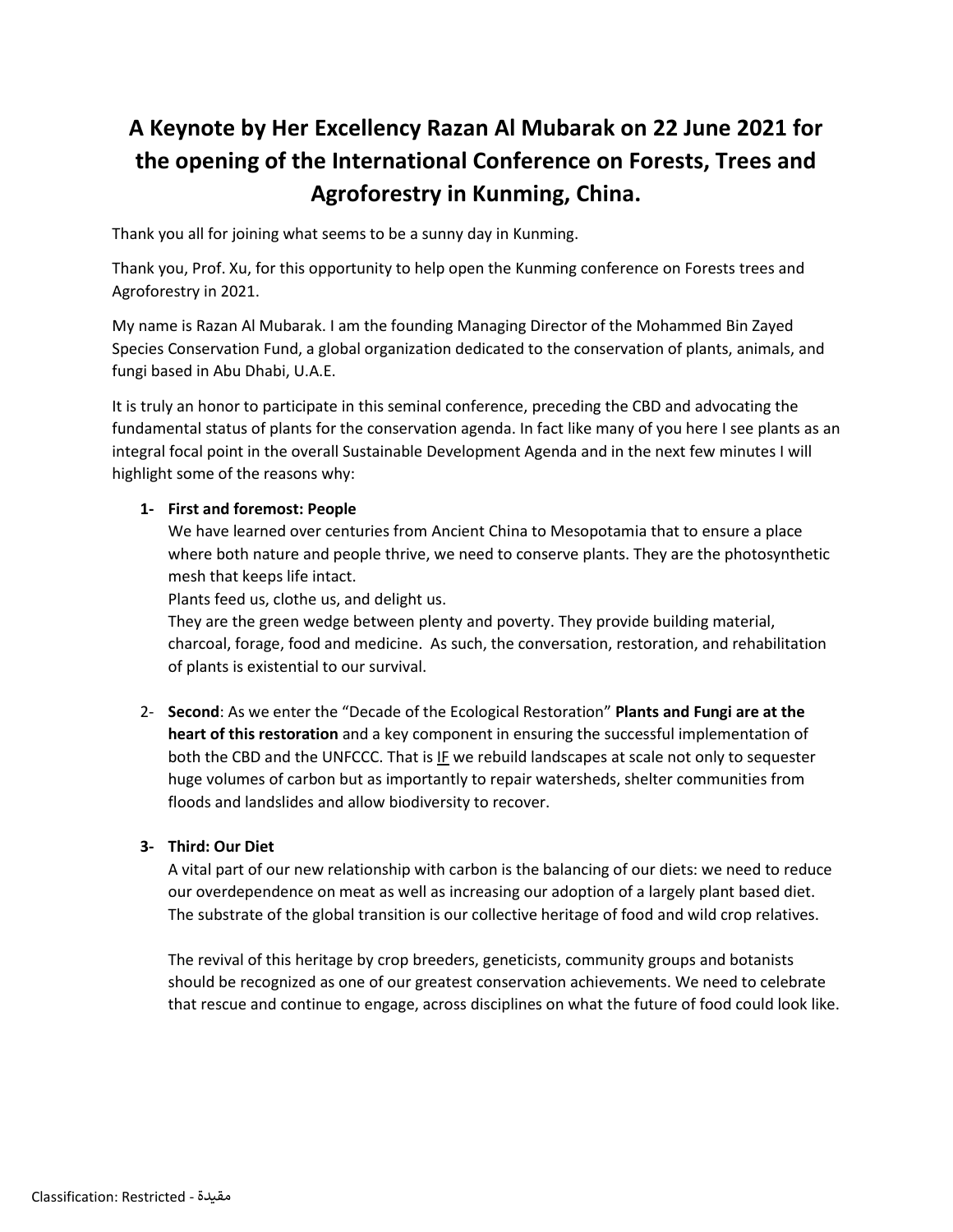# A Keynote by Her Excellency Razan Al Mubarak on 22 June 2021 for the opening of the International Conference on Forests, Trees and Agroforestry in Kunming, China.

Thank you all for joining what seems to be a sunny day in Kunming.

Thank you, Prof. Xu, for this opportunity to help open the Kunming conference on Forests trees and Agroforestry in 2021.

My name is Razan Al Mubarak. I am the founding Managing Director of the Mohammed Bin Zayed Species Conservation Fund, a global organization dedicated to the conservation of plants, animals, and fungi based in Abu Dhabi, U.A.E.

It is truly an honor to participate in this seminal conference, preceding the CBD and advocating the fundamental status of plants for the conservation agenda. In fact like many of you here I see plants as an integral focal point in the overall Sustainable Development Agenda and in the next few minutes I will highlight some of the reasons why:

1- **First and foremost: People**

   We have learned over centuries from Ancient China to Mesopotamia that to ensure a place where both nature and people thrive, we need to conserve plants. They are the photosynthetic mesh that keeps life intact.

   Plants feed us, clothe us, and delight us.

   They are the green wedge between plenty and poverty. They provide building material, charcoal, forage, food and medicine. As such, the conversation, restoration, and rehabilitation of plants is existential to our survival.

2- **Second**: As we enter the "Decade of the Ecological Restoration" **Plants and Fungi are at the heart of this restoration** and a key component in ensuring the successful implementation of both the CBD and the UNFCCC. That is <u>IF</u> we rebuild landscapes at scale not only to sequester huge volumes of carbon but as importantly to repair watersheds, shelter communities from floods and landslides and allow biodiversity to recover.

3- **Third: Our Diet**

   A vital part of our new relationship with carbon is the balancing of our diets: we need to reduce our overdependence on meat as well as increasing our adoption of a largely plant based diet. The substrate of the global transition is our collective heritage of food and wild crop relatives.

   The revival of this heritage by crop breeders, geneticists, community groups and botanists should be recognized as one of our greatest conservation achievements. We need to celebrate that rescue and continue to engage, across disciplines on what the future of food could look like.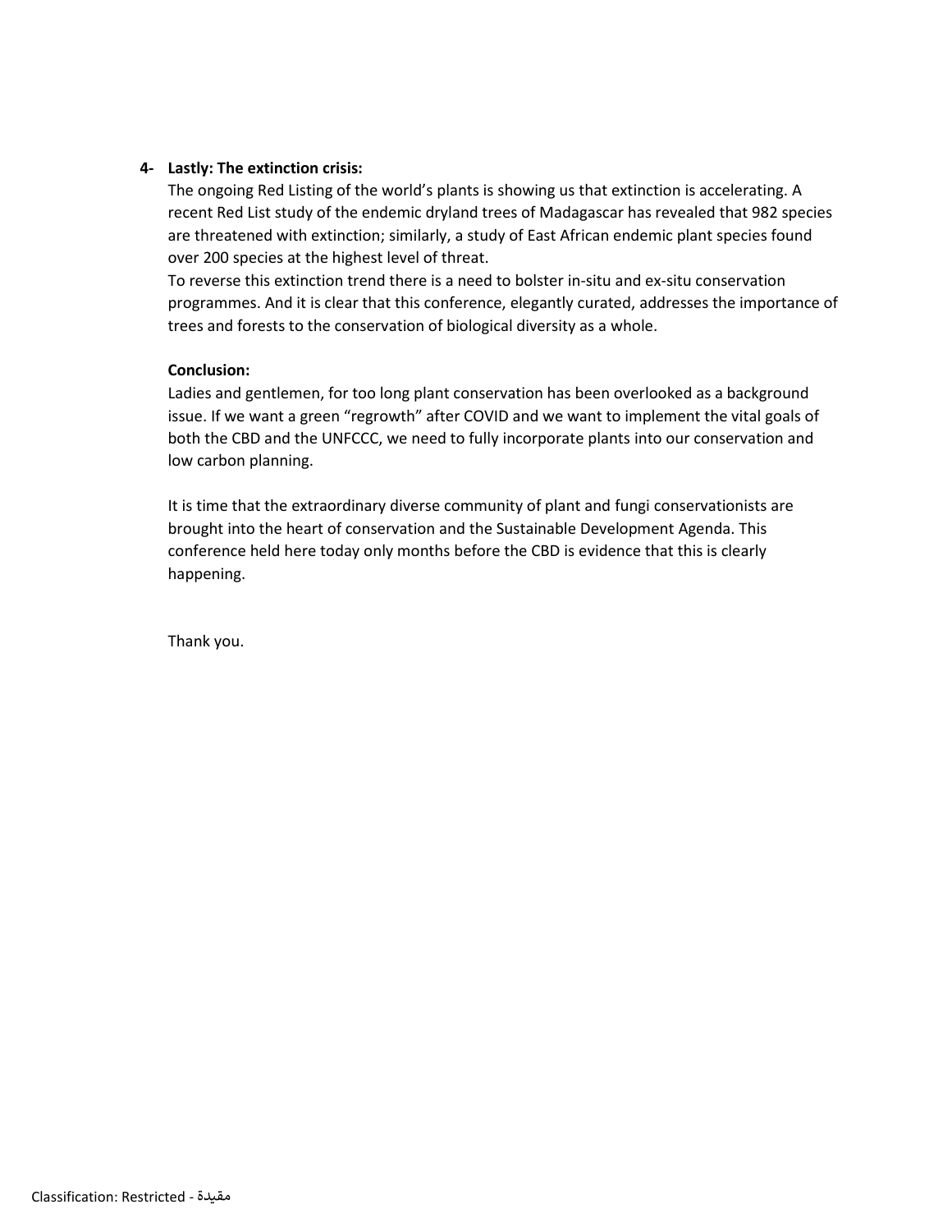**4- Lastly: The extinction crisis:**

The ongoing Red Listing of the world's plants is showing us that extinction is accelerating. A recent Red List study of the endemic dryland trees of Madagascar has revealed that 982 species are threatened with extinction; similarly, a study of East African endemic plant species found over 200 species at the highest level of threat.

To reverse this extinction trend there is a need to bolster in-situ and ex-situ conservation programmes. And it is clear that this conference, elegantly curated, addresses the importance of trees and forests to the conservation of biological diversity as a whole.

**Conclusion:**

Ladies and gentlemen, for too long plant conservation has been overlooked as a background issue. If we want a green "regrowth" after COVID and we want to implement the vital goals of both the CBD and the UNFCCC, we need to fully incorporate plants into our conservation and low carbon planning.

It is time that the extraordinary diverse community of plant and fungi conservationists are brought into the heart of conservation and the Sustainable Development Agenda. This conference held here today only months before the CBD is evidence that this is clearly happening.

Thank you.